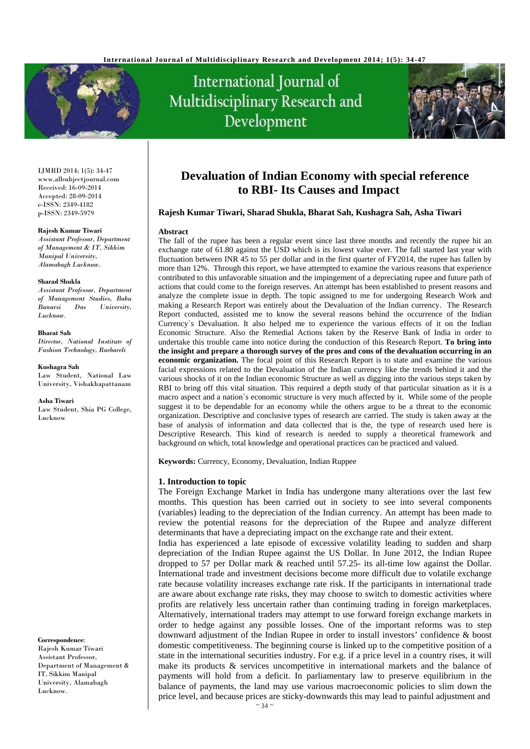# Devaluation of Indian Economy with special reference to RBI- Its Causes and Impact

**Rajesh Kumar Tiwari, Sharad Shukla, Bharat Sah, Kushagra Sah, Asha Tiwari**

IJMRD 2014; 1(5): 34-47
www.allsubjectjournal.com
Received: 16-09-2014
Accepted: 28-09-2014
e-ISSN: 2349-4182
p-ISSN: 2349-5979

**Rajesh Kumar Tiwari**
*Assistant Professor, Department of Management & IT, Sikkim Manipal University, Alamabagh Lucknow.*

**Sharad Shukla**
*Assistant Professor, Department of Management Studies, Babu Banarsi Das University, Lucknow.*

**Bharat Sah**
*Director, National Institute of Fashion Technology, Raebareli*

**Kushagra Sah**
Law Student, National Law University, Vishakhapattanam

**Asha Tiwari**
Law Student, Shia PG College, Lucknow

**Correspondence**:
Rajesh Kumar Tiwari
Assistant Professor,
Department of Management & IT, Sikkim Manipal University, Alamabagh Lucknow.

**Abstract**

The fall of the rupee has been a regular event since last three months and recently the rupee hit an exchange rate of 61.80 against the USD which is its lowest value ever. The fall started last year with fluctuation between INR 45 to 55 per dollar and in the first quarter of FY2014, the rupee has fallen by more than 12%. Through this report, we have attempted to examine the various reasons that experience contributed to this unfavorable situation and the impingement of a depreciating rupee and future path of actions that could come to the foreign reserves. An attempt has been established to present reasons and analyze the complete issue in depth. The topic assigned to me for undergoing Research Work and making a Research Report was entirely about the Devaluation of the Indian currency. The Research Report conducted, assisted me to know the several reasons behind the occurrence of the Indian Currency`s Devaluation. It also helped me to experience the various effects of it on the Indian Economic Structure. Also the Remedial Actions taken by the Reserve Bank of India in order to undertake this trouble came into notice during the conduction of this Research Report. **To bring into the insight and prepare a thorough survey of the pros and cons of the devaluation occurring in an economic organization.** The focal point of this Research Report is to state and examine the various facial expressions related to the Devaluation of the Indian currency like the trends behind it and the various shocks of it on the Indian economic Structure as well as digging into the various steps taken by RBI to bring off this vital situation. This required a depth study of that particular situation as it is a macro aspect and a nation`s economic structure is very much affected by it. While some of the people suggest it to be dependable for an economy while the others argue to be a threat to the economic organization. Descriptive and conclusive types of research are carried. The study is taken away at the base of analysis of information and data collected that is the, the type of research used here is Descriptive Research. This kind of research is needed to supply a theoretical framework and background on which, total knowledge and operational practices can be practiced and valued.

**Keywords:** Currency, Economy, Devaluation, Indian Ruppee

## 1. Introduction to topic

The Foreign Exchange Market in India has undergone many alterations over the last few months. This question has been carried out in society to see into several components (variables) leading to the depreciation of the Indian currency. An attempt has been made to review the potential reasons for the depreciation of the Rupee and analyze different determinants that have a depreciating impact on the exchange rate and their extent.

India has experienced a late episode of excessive volatility leading to sudden and sharp depreciation of the Indian Rupee against the US Dollar. In June 2012, the Indian Rupee dropped to 57 per Dollar mark & reached until 57.25- its all-time low against the Dollar. International trade and investment decisions become more difficult due to volatile exchange rate because volatility increases exchange rate risk. If the participants in international trade are aware about exchange rate risks, they may choose to switch to domestic activities where profits are relatively less uncertain rather than continuing trading in foreign marketplaces. Alternatively, international traders may attempt to use forward foreign exchange markets in order to hedge against any possible losses. One of the important reforms was to step downward adjustment of the Indian Rupee in order to install investors' confidence & boost domestic competitiveness. The beginning course is linked up to the competitive position of a state in the international securities industry. For e.g. if a price level in a country rises, it will make its products & services uncompetitive in international markets and the balance of payments will hold from a deficit. In parliamentary law to preserve equilibrium in the balance of payments, the land may use various macroeconomic policies to slim down the price level, and because prices are sticky-downwards this may lead to painful adjustment and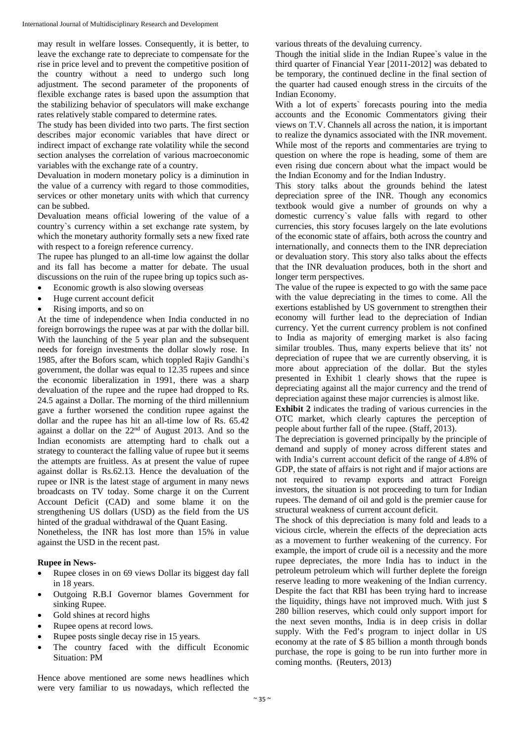may result in welfare losses. Consequently, it is better, to leave the exchange rate to depreciate to compensate for the rise in price level and to prevent the competitive position of the country without a need to undergo such long adjustment. The second parameter of the proponents of flexible exchange rates is based upon the assumption that the stabilizing behavior of speculators will make exchange rates relatively stable compared to determine rates.

The study has been divided into two parts. The first section describes major economic variables that have direct or indirect impact of exchange rate volatility while the second section analyses the correlation of various macroeconomic variables with the exchange rate of a country.

Devaluation in modern monetary policy is a diminution in the value of a currency with regard to those commodities, services or other monetary units with which that currency can be subbed.

Devaluation means official lowering of the value of a country`s currency within a set exchange rate system, by which the monetary authority formally sets a new fixed rate with respect to a foreign reference currency.

The rupee has plunged to an all-time low against the dollar and its fall has become a matter for debate. The usual discussions on the ruin of the rupee bring up topics such as-

- Economic growth is also slowing overseas
- Huge current account deficit
- Rising imports, and so on

At the time of independence when India conducted in no foreign borrowings the rupee was at par with the dollar bill. With the launching of the 5 year plan and the subsequent needs for foreign investments the dollar slowly rose. In 1985, after the Bofors scam, which toppled Rajiv Gandhi`s government, the dollar was equal to 12.35 rupees and since the economic liberalization in 1991, there was a sharp devaluation of the rupee and the rupee had dropped to Rs. 24.5 against a Dollar. The morning of the third millennium gave a further worsened the condition rupee against the dollar and the rupee has hit an all-time low of Rs. 65.42 against a dollar on the 22nd of August 2013. And so the Indian economists are attempting hard to chalk out a strategy to counteract the falling value of rupee but it seems the attempts are fruitless. As at present the value of rupee against dollar is Rs.62.13. Hence the devaluation of the rupee or INR is the latest stage of argument in many news broadcasts on TV today. Some charge it on the Current Account Deficit (CAD) and some blame it on the strengthening US dollars (USD) as the field from the US hinted of the gradual withdrawal of the Quant Easing.

Nonetheless, the INR has lost more than 15% in value against the USD in the recent past.

**Rupee in News-**

- Rupee closes in on 69 views Dollar its biggest day fall in 18 years.
- Outgoing R.B.I Governor blames Government for sinking Rupee.
- Gold shines at record highs
- Rupee opens at record lows.
- Rupee posts single decay rise in 15 years.
- The country faced with the difficult Economic Situation: PM

Hence above mentioned are some news headlines which were very familiar to us nowadays, which reflected the various threats of the devaluing currency.

Though the initial slide in the Indian Rupee`s value in the third quarter of Financial Year [2011-2012] was debated to be temporary, the continued decline in the final section of the quarter had caused enough stress in the circuits of the Indian Economy.

With a lot of experts` forecasts pouring into the media accounts and the Economic Commentators giving their views on T.V. Channels all across the nation, it is important to realize the dynamics associated with the INR movement. While most of the reports and commentaries are trying to question on where the rope is heading, some of them are even rising due concern about what the impact would be the Indian Economy and for the Indian Industry.

This story talks about the grounds behind the latest depreciation spree of the INR. Though any economics textbook would give a number of grounds on why a domestic currency`s value falls with regard to other currencies, this story focuses largely on the late evolutions of the economic state of affairs, both across the country and internationally, and connects them to the INR depreciation or devaluation story. This story also talks about the effects that the INR devaluation produces, both in the short and longer term perspectives.

The value of the rupee is expected to go with the same pace with the value depreciating in the times to come. All the exertions established by US government to strengthen their economy will further lead to the depreciation of Indian currency. Yet the current currency problem is not confined to India as majority of emerging market is also facing similar troubles. Thus, many experts believe that its' not depreciation of rupee that we are currently observing, it is more about appreciation of the dollar. But the styles presented in Exhibit 1 clearly shows that the rupee is depreciating against all the major currency and the trend of depreciation against these major currencies is almost like.

**Exhibit 2** indicates the trading of various currencies in the OTC market, which clearly captures the perception of people about further fall of the rupee. (Staff, 2013).

The depreciation is governed principally by the principle of demand and supply of money across different states and with India's current account deficit of the range of 4.8% of GDP, the state of affairs is not right and if major actions are not required to revamp exports and attract Foreign investors, the situation is not proceeding to turn for Indian rupees. The demand of oil and gold is the premier cause for structural weakness of current account deficit.

The shock of this depreciation is many fold and leads to a vicious circle, wherein the effects of the depreciation acts as a movement to further weakening of the currency. For example, the import of crude oil is a necessity and the more rupee depreciates, the more India has to induct in the petroleum petroleum which will further deplete the foreign reserve leading to more weakening of the Indian currency. Despite the fact that RBI has been trying hard to increase the liquidity, things have not improved much. With just $ 280 billion reserves, which could only support import for the next seven months, India is in deep crisis in dollar supply. With the Fed's program to inject dollar in US economy at the rate of $ 85 billion a month through bonds purchase, the rope is going to be run into further more in coming months. (Reuters, 2013)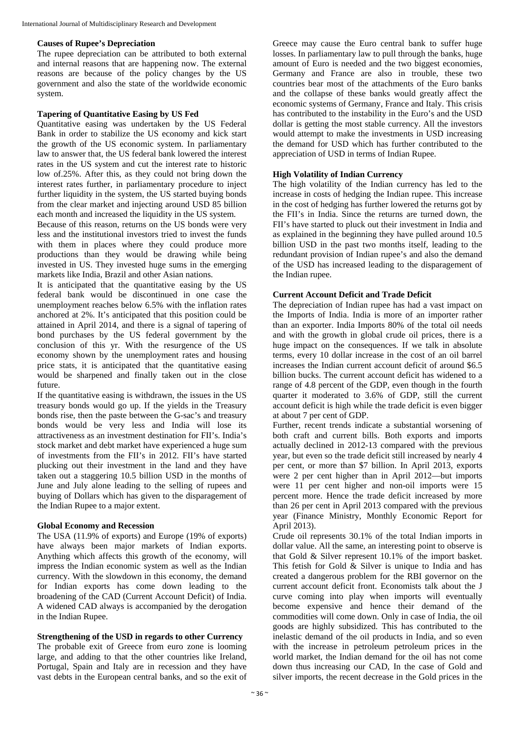### Causes of Rupee's Depreciation

The rupee depreciation can be attributed to both external and internal reasons that are happening now. The external reasons are because of the policy changes by the US government and also the state of the worldwide economic system.

### Tapering of Quantitative Easing by US Fed

Quantitative easing was undertaken by the US Federal Bank in order to stabilize the US economy and kick start the growth of the US economic system. In parliamentary law to answer that, the US federal bank lowered the interest rates in the US system and cut the interest rate to historic low of.25%. After this, as they could not bring down the interest rates further, in parliamentary procedure to inject further liquidity in the system, the US started buying bonds from the clear market and injecting around USD 85 billion each month and increased the liquidity in the US system.

Because of this reason, returns on the US bonds were very less and the institutional investors tried to invest the funds with them in places where they could produce more productions than they would be drawing while being invested in US. They invested huge sums in the emerging markets like India, Brazil and other Asian nations.

It is anticipated that the quantitative easing by the US federal bank would be discontinued in one case the unemployment reaches below 6.5% with the inflation rates anchored at 2%. It's anticipated that this position could be attained in April 2014, and there is a signal of tapering of bond purchases by the US federal government by the conclusion of this yr. With the resurgence of the US economy shown by the unemployment rates and housing price stats, it is anticipated that the quantitative easing would be sharpened and finally taken out in the close future.

If the quantitative easing is withdrawn, the issues in the US treasury bonds would go up. If the yields in the Treasury bonds rise, then the paste between the G-sac's and treasury bonds would be very less and India will lose its attractiveness as an investment destination for FII's. India's stock market and debt market have experienced a huge sum of investments from the FII's in 2012. FII's have started plucking out their investment in the land and they have taken out a staggering 10.5 billion USD in the months of June and July alone leading to the selling of rupees and buying of Dollars which has given to the disparagement of the Indian Rupee to a major extent.

### Global Economy and Recession

The USA (11.9% of exports) and Europe (19% of exports) have always been major markets of Indian exports. Anything which affects this growth of the economy, will impress the Indian economic system as well as the Indian currency. With the slowdown in this economy, the demand for Indian exports has come down leading to the broadening of the CAD (Current Account Deficit) of India. A widened CAD always is accompanied by the derogation in the Indian Rupee.

### Strengthening of the USD in regards to other Currency

The probable exit of Greece from euro zone is looming large, and adding to that the other countries like Ireland, Portugal, Spain and Italy are in recession and they have vast debts in the European central banks, and so the exit of Greece may cause the Euro central bank to suffer huge losses. In parliamentary law to pull through the banks, huge amount of Euro is needed and the two biggest economies, Germany and France are also in trouble, these two countries bear most of the attachments of the Euro banks and the collapse of these banks would greatly affect the economic systems of Germany, France and Italy. This crisis has contributed to the instability in the Euro's and the USD dollar is getting the most stable currency. All the investors would attempt to make the investments in USD increasing the demand for USD which has further contributed to the appreciation of USD in terms of Indian Rupee.

### High Volatility of Indian Currency

The high volatility of the Indian currency has led to the increase in costs of hedging the Indian rupee. This increase in the cost of hedging has further lowered the returns got by the FII's in India. Since the returns are turned down, the FII's have started to pluck out their investment in India and as explained in the beginning they have pulled around 10.5 billion USD in the past two months itself, leading to the redundant provision of Indian rupee's and also the demand of the USD has increased leading to the disparagement of the Indian rupee.

### Current Account Deficit and Trade Deficit

The depreciation of Indian rupee has had a vast impact on the Imports of India. India is more of an importer rather than an exporter. India Imports 80% of the total oil needs and with the growth in global crude oil prices, there is a huge impact on the consequences. If we talk in absolute terms, every 10 dollar increase in the cost of an oil barrel increases the Indian current account deficit of around \$6.5 billion bucks. The current account deficit has widened to a range of 4.8 percent of the GDP, even though in the fourth quarter it moderated to 3.6% of GDP, still the current account deficit is high while the trade deficit is even bigger at about 7 per cent of GDP.

Further, recent trends indicate a substantial worsening of both craft and current bills. Both exports and imports actually declined in 2012-13 compared with the previous year, but even so the trade deficit still increased by nearly 4 per cent, or more than \$7 billion. In April 2013, exports were 2 per cent higher than in April 2012—but imports were 11 per cent higher and non-oil imports were 15 percent more. Hence the trade deficit increased by more than 26 per cent in April 2013 compared with the previous year (Finance Ministry, Monthly Economic Report for April 2013).

Crude oil represents 30.1% of the total Indian imports in dollar value. All the same, an interesting point to observe is that Gold & Silver represent 10.1% of the import basket. This fetish for Gold & Silver is unique to India and has created a dangerous problem for the RBI governor on the current account deficit front. Economists talk about the J curve coming into play when imports will eventually become expensive and hence their demand of the commodities will come down. Only in case of India, the oil goods are highly subsidized. This has contributed to the inelastic demand of the oil products in India, and so even with the increase in petroleum petroleum prices in the world market, the Indian demand for the oil has not come down thus increasing our CAD, In the case of Gold and silver imports, the recent decrease in the Gold prices in the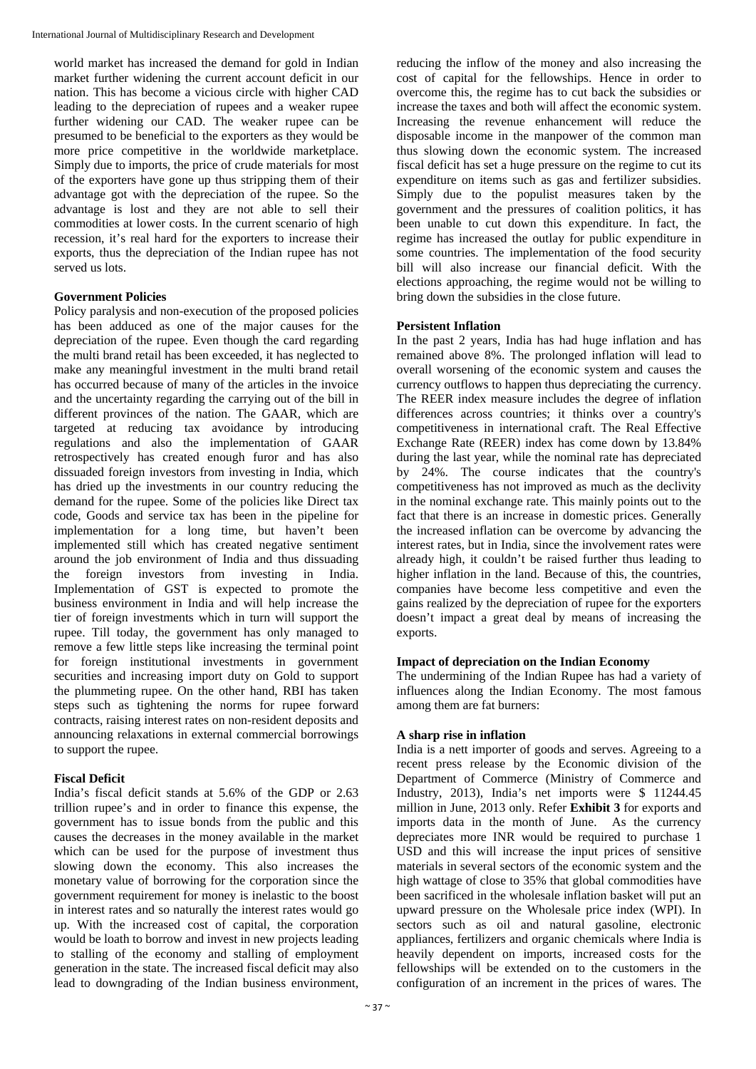world market has increased the demand for gold in Indian market further widening the current account deficit in our nation. This has become a vicious circle with higher CAD leading to the depreciation of rupees and a weaker rupee further widening our CAD. The weaker rupee can be presumed to be beneficial to the exporters as they would be more price competitive in the worldwide marketplace. Simply due to imports, the price of crude materials for most of the exporters have gone up thus stripping them of their advantage got with the depreciation of the rupee. So the advantage is lost and they are not able to sell their commodities at lower costs. In the current scenario of high recession, it's real hard for the exporters to increase their exports, thus the depreciation of the Indian rupee has not served us lots.

**Government Policies**

Policy paralysis and non-execution of the proposed policies has been adduced as one of the major causes for the depreciation of the rupee. Even though the card regarding the multi brand retail has been exceeded, it has neglected to make any meaningful investment in the multi brand retail has occurred because of many of the articles in the invoice and the uncertainty regarding the carrying out of the bill in different provinces of the nation. The GAAR, which are targeted at reducing tax avoidance by introducing regulations and also the implementation of GAAR retrospectively has created enough furor and has also dissuaded foreign investors from investing in India, which has dried up the investments in our country reducing the demand for the rupee. Some of the policies like Direct tax code, Goods and service tax has been in the pipeline for implementation for a long time, but haven't been implemented still which has created negative sentiment around the job environment of India and thus dissuading the foreign investors from investing in India. Implementation of GST is expected to promote the business environment in India and will help increase the tier of foreign investments which in turn will support the rupee. Till today, the government has only managed to remove a few little steps like increasing the terminal point for foreign institutional investments in government securities and increasing import duty on Gold to support the plummeting rupee. On the other hand, RBI has taken steps such as tightening the norms for rupee forward contracts, raising interest rates on non-resident deposits and announcing relaxations in external commercial borrowings to support the rupee.

**Fiscal Deficit**

India's fiscal deficit stands at 5.6% of the GDP or 2.63 trillion rupee's and in order to finance this expense, the government has to issue bonds from the public and this causes the decreases in the money available in the market which can be used for the purpose of investment thus slowing down the economy. This also increases the monetary value of borrowing for the corporation since the government requirement for money is inelastic to the boost in interest rates and so naturally the interest rates would go up. With the increased cost of capital, the corporation would be loath to borrow and invest in new projects leading to stalling of the economy and stalling of employment generation in the state. The increased fiscal deficit may also lead to downgrading of the Indian business environment, reducing the inflow of the money and also increasing the cost of capital for the fellowships. Hence in order to overcome this, the regime has to cut back the subsidies or increase the taxes and both will affect the economic system. Increasing the revenue enhancement will reduce the disposable income in the manpower of the common man thus slowing down the economic system. The increased fiscal deficit has set a huge pressure on the regime to cut its expenditure on items such as gas and fertilizer subsidies. Simply due to the populist measures taken by the government and the pressures of coalition politics, it has been unable to cut down this expenditure. In fact, the regime has increased the outlay for public expenditure in some countries. The implementation of the food security bill will also increase our financial deficit. With the elections approaching, the regime would not be willing to bring down the subsidies in the close future.

**Persistent Inflation**

In the past 2 years, India has had huge inflation and has remained above 8%. The prolonged inflation will lead to overall worsening of the economic system and causes the currency outflows to happen thus depreciating the currency. The REER index measure includes the degree of inflation differences across countries; it thinks over a country's competitiveness in international craft. The Real Effective Exchange Rate (REER) index has come down by 13.84% during the last year, while the nominal rate has depreciated by 24%. The course indicates that the country's competitiveness has not improved as much as the declivity in the nominal exchange rate. This mainly points out to the fact that there is an increase in domestic prices. Generally the increased inflation can be overcome by advancing the interest rates, but in India, since the involvement rates were already high, it couldn't be raised further thus leading to higher inflation in the land. Because of this, the countries, companies have become less competitive and even the gains realized by the depreciation of rupee for the exporters doesn't impact a great deal by means of increasing the exports.

**Impact of depreciation on the Indian Economy**

The undermining of the Indian Rupee has had a variety of influences along the Indian Economy. The most famous among them are fat burners:

**A sharp rise in inflation**

India is a nett importer of goods and serves. Agreeing to a recent press release by the Economic division of the Department of Commerce (Ministry of Commerce and Industry, 2013), India's net imports were $ 11244.45 million in June, 2013 only. Refer **Exhibit 3** for exports and imports data in the month of June. As the currency depreciates more INR would be required to purchase 1 USD and this will increase the input prices of sensitive materials in several sectors of the economic system and the high wattage of close to 35% that global commodities have been sacrificed in the wholesale inflation basket will put an upward pressure on the Wholesale price index (WPI). In sectors such as oil and natural gasoline, electronic appliances, fertilizers and organic chemicals where India is heavily dependent on imports, increased costs for the fellowships will be extended on to the customers in the configuration of an increment in the prices of wares. The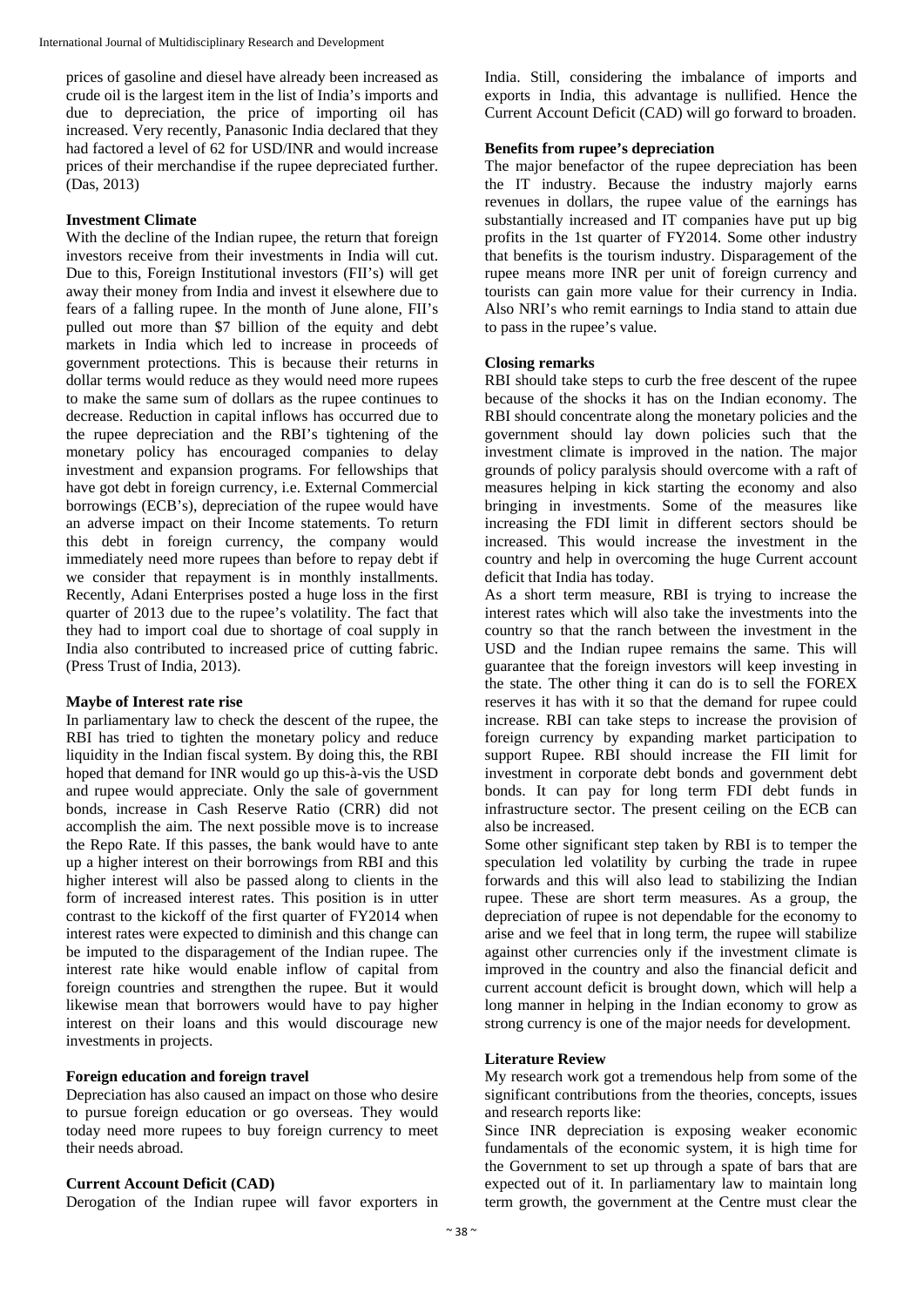prices of gasoline and diesel have already been increased as crude oil is the largest item in the list of India's imports and due to depreciation, the price of importing oil has increased. Very recently, Panasonic India declared that they had factored a level of 62 for USD/INR and would increase prices of their merchandise if the rupee depreciated further. (Das, 2013)

**Investment Climate**

With the decline of the Indian rupee, the return that foreign investors receive from their investments in India will cut. Due to this, Foreign Institutional investors (FII's) will get away their money from India and invest it elsewhere due to fears of a falling rupee. In the month of June alone, FII's pulled out more than $7 billion of the equity and debt markets in India which led to increase in proceeds of government protections. This is because their returns in dollar terms would reduce as they would need more rupees to make the same sum of dollars as the rupee continues to decrease. Reduction in capital inflows has occurred due to the rupee depreciation and the RBI's tightening of the monetary policy has encouraged companies to delay investment and expansion programs. For fellowships that have got debt in foreign currency, i.e. External Commercial borrowings (ECB's), depreciation of the rupee would have an adverse impact on their Income statements. To return this debt in foreign currency, the company would immediately need more rupees than before to repay debt if we consider that repayment is in monthly installments. Recently, Adani Enterprises posted a huge loss in the first quarter of 2013 due to the rupee's volatility. The fact that they had to import coal due to shortage of coal supply in India also contributed to increased price of cutting fabric. (Press Trust of India, 2013).

**Maybe of Interest rate rise**

In parliamentary law to check the descent of the rupee, the RBI has tried to tighten the monetary policy and reduce liquidity in the Indian fiscal system. By doing this, the RBI hoped that demand for INR would go up this-à-vis the USD and rupee would appreciate. Only the sale of government bonds, increase in Cash Reserve Ratio (CRR) did not accomplish the aim. The next possible move is to increase the Repo Rate. If this passes, the bank would have to ante up a higher interest on their borrowings from RBI and this higher interest will also be passed along to clients in the form of increased interest rates. This position is in utter contrast to the kickoff of the first quarter of FY2014 when interest rates were expected to diminish and this change can be imputed to the disparagement of the Indian rupee. The interest rate hike would enable inflow of capital from foreign countries and strengthen the rupee. But it would likewise mean that borrowers would have to pay higher interest on their loans and this would discourage new investments in projects.

**Foreign education and foreign travel**

Depreciation has also caused an impact on those who desire to pursue foreign education or go overseas. They would today need more rupees to buy foreign currency to meet their needs abroad.

**Current Account Deficit (CAD)**

Derogation of the Indian rupee will favor exporters in India. Still, considering the imbalance of imports and exports in India, this advantage is nullified. Hence the Current Account Deficit (CAD) will go forward to broaden.

**Benefits from rupee's depreciation**

The major benefactor of the rupee depreciation has been the IT industry. Because the industry majorly earns revenues in dollars, the rupee value of the earnings has substantially increased and IT companies have put up big profits in the 1st quarter of FY2014. Some other industry that benefits is the tourism industry. Disparagement of the rupee means more INR per unit of foreign currency and tourists can gain more value for their currency in India. Also NRI's who remit earnings to India stand to attain due to pass in the rupee's value.

**Closing remarks**

RBI should take steps to curb the free descent of the rupee because of the shocks it has on the Indian economy. The RBI should concentrate along the monetary policies and the government should lay down policies such that the investment climate is improved in the nation. The major grounds of policy paralysis should overcome with a raft of measures helping in kick starting the economy and also bringing in investments. Some of the measures like increasing the FDI limit in different sectors should be increased. This would increase the investment in the country and help in overcoming the huge Current account deficit that India has today.

As a short term measure, RBI is trying to increase the interest rates which will also take the investments into the country so that the ranch between the investment in the USD and the Indian rupee remains the same. This will guarantee that the foreign investors will keep investing in the state. The other thing it can do is to sell the FOREX reserves it has with it so that the demand for rupee could increase. RBI can take steps to increase the provision of foreign currency by expanding market participation to support Rupee. RBI should increase the FII limit for investment in corporate debt bonds and government debt bonds. It can pay for long term FDI debt funds in infrastructure sector. The present ceiling on the ECB can also be increased.

Some other significant step taken by RBI is to temper the speculation led volatility by curbing the trade in rupee forwards and this will also lead to stabilizing the Indian rupee. These are short term measures. As a group, the depreciation of rupee is not dependable for the economy to arise and we feel that in long term, the rupee will stabilize against other currencies only if the investment climate is improved in the country and also the financial deficit and current account deficit is brought down, which will help a long manner in helping in the Indian economy to grow as strong currency is one of the major needs for development.

**Literature Review**

My research work got a tremendous help from some of the significant contributions from the theories, concepts, issues and research reports like:

Since INR depreciation is exposing weaker economic fundamentals of the economic system, it is high time for the Government to set up through a spate of bars that are expected out of it. In parliamentary law to maintain long term growth, the government at the Centre must clear the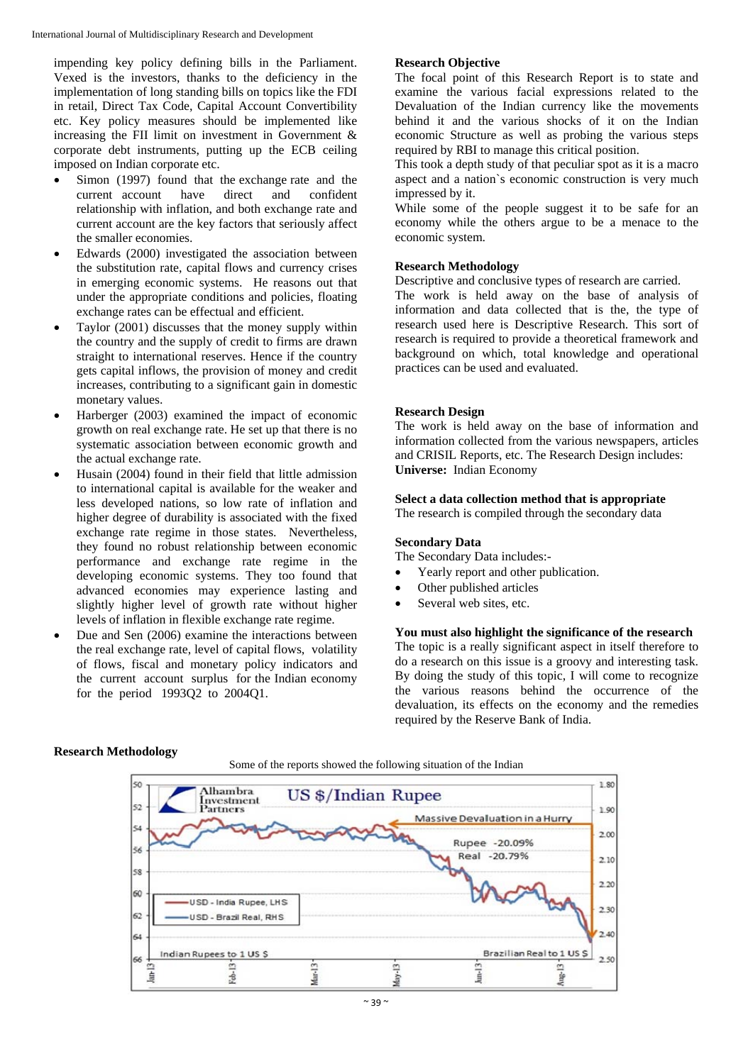impending key policy defining bills in the Parliament. Vexed is the investors, thanks to the deficiency in the implementation of long standing bills on topics like the FDI in retail, Direct Tax Code, Capital Account Convertibility etc. Key policy measures should be implemented like increasing the FII limit on investment in Government & corporate debt instruments, putting up the ECB ceiling imposed on Indian corporate etc.

- Simon (1997) found that the exchange rate and the current account have direct and confident relationship with inflation, and both exchange rate and current account are the key factors that seriously affect the smaller economies.
- Edwards (2000) investigated the association between the substitution rate, capital flows and currency crises in emerging economic systems. He reasons out that under the appropriate conditions and policies, floating exchange rates can be effectual and efficient.
- Taylor (2001) discusses that the money supply within the country and the supply of credit to firms are drawn straight to international reserves. Hence if the country gets capital inflows, the provision of money and credit increases, contributing to a significant gain in domestic monetary values.
- Harberger (2003) examined the impact of economic growth on real exchange rate. He set up that there is no systematic association between economic growth and the actual exchange rate.
- Husain (2004) found in their field that little admission to international capital is available for the weaker and less developed nations, so low rate of inflation and higher degree of durability is associated with the fixed exchange rate regime in those states. Nevertheless, they found no robust relationship between economic performance and exchange rate regime in the developing economic systems. They too found that advanced economies may experience lasting and slightly higher level of growth rate without higher levels of inflation in flexible exchange rate regime.
- Due and Sen (2006) examine the interactions between the real exchange rate, level of capital flows, volatility of flows, fiscal and monetary policy indicators and the current account surplus for the Indian economy for the period 1993Q2 to 2004Q1.

**Research Objective**

The focal point of this Research Report is to state and examine the various facial expressions related to the Devaluation of the Indian currency like the movements behind it and the various shocks of it on the Indian economic Structure as well as probing the various steps required by RBI to manage this critical position.

This took a depth study of that peculiar spot as it is a macro aspect and a nation`s economic construction is very much impressed by it.

While some of the people suggest it to be safe for an economy while the others argue to be a menace to the economic system.

**Research Methodology**

Descriptive and conclusive types of research are carried.

The work is held away on the base of analysis of information and data collected that is the, the type of research used here is Descriptive Research. This sort of research is required to provide a theoretical framework and background on which, total knowledge and operational practices can be used and evaluated.

**Research Design**

The work is held away on the base of information and information collected from the various newspapers, articles and CRISIL Reports, etc. The Research Design includes:

**Universe:** Indian Economy

**Select a data collection method that is appropriate**

The research is compiled through the secondary data

**Secondary Data**

The Secondary Data includes:-

- Yearly report and other publication.
- Other published articles
- Several web sites, etc.

**You must also highlight the significance of the research**

The topic is a really significant aspect in itself therefore to do a research on this issue is a groovy and interesting task. By doing the study of this topic, I will come to recognize the various reasons behind the occurrence of the devaluation, its effects on the economy and the remedies required by the Reserve Bank of India.

**Research Methodology**

Some of the reports showed the following situation of the Indian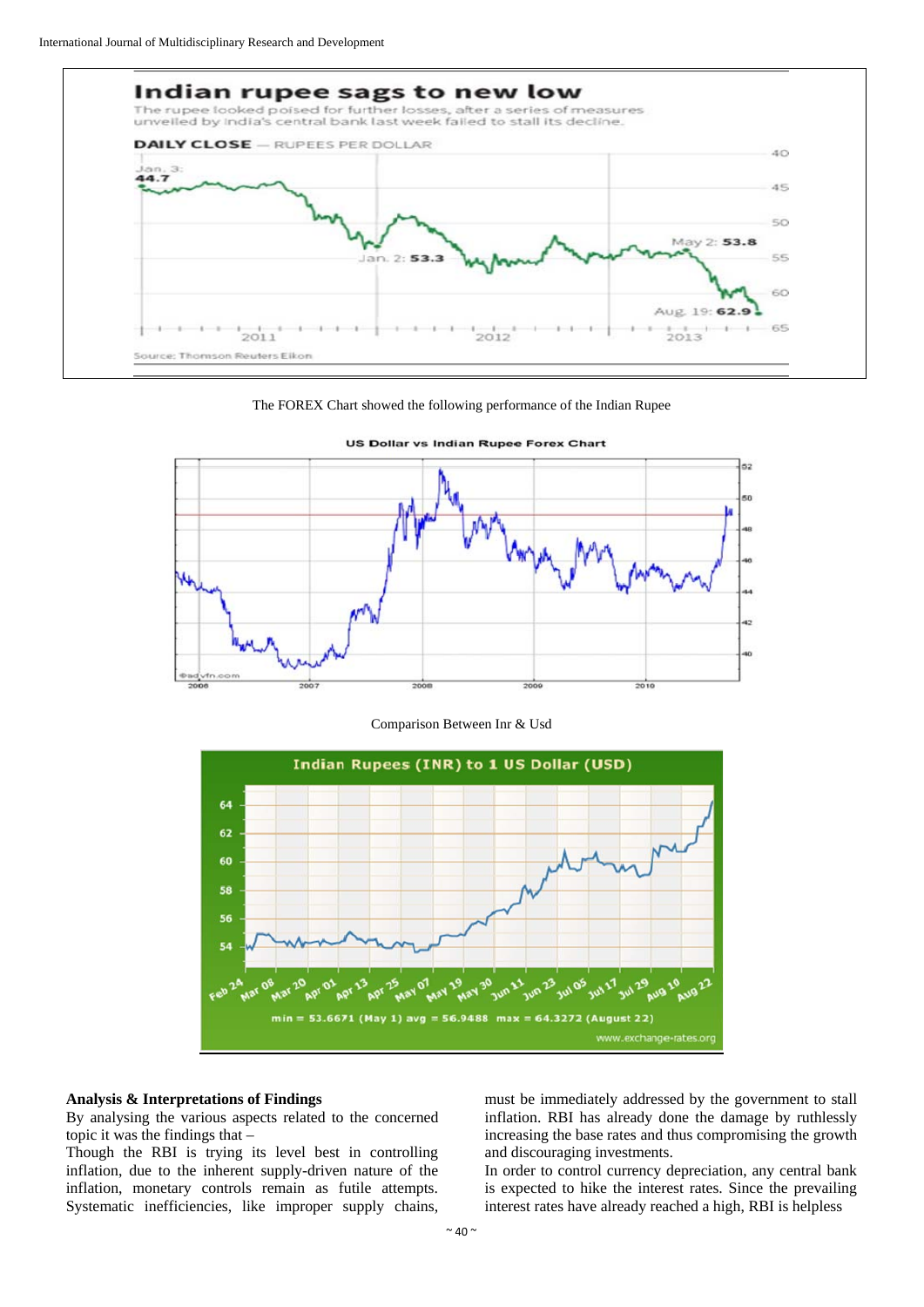The FOREX Chart showed the following performance of the Indian Rupee

Comparison Between Inr & Usd

## Analysis & Interpretations of Findings

By analysing the various aspects related to the concerned topic it was the findings that –

Though the RBI is trying its level best in controlling inflation, due to the inherent supply-driven nature of the inflation, monetary controls remain as futile attempts. Systematic inefficiencies, like improper supply chains, must be immediately addressed by the government to stall inflation. RBI has already done the damage by ruthlessly increasing the base rates and thus compromising the growth and discouraging investments.

In order to control currency depreciation, any central bank is expected to hike the interest rates. Since the prevailing interest rates have already reached a high, RBI is helpless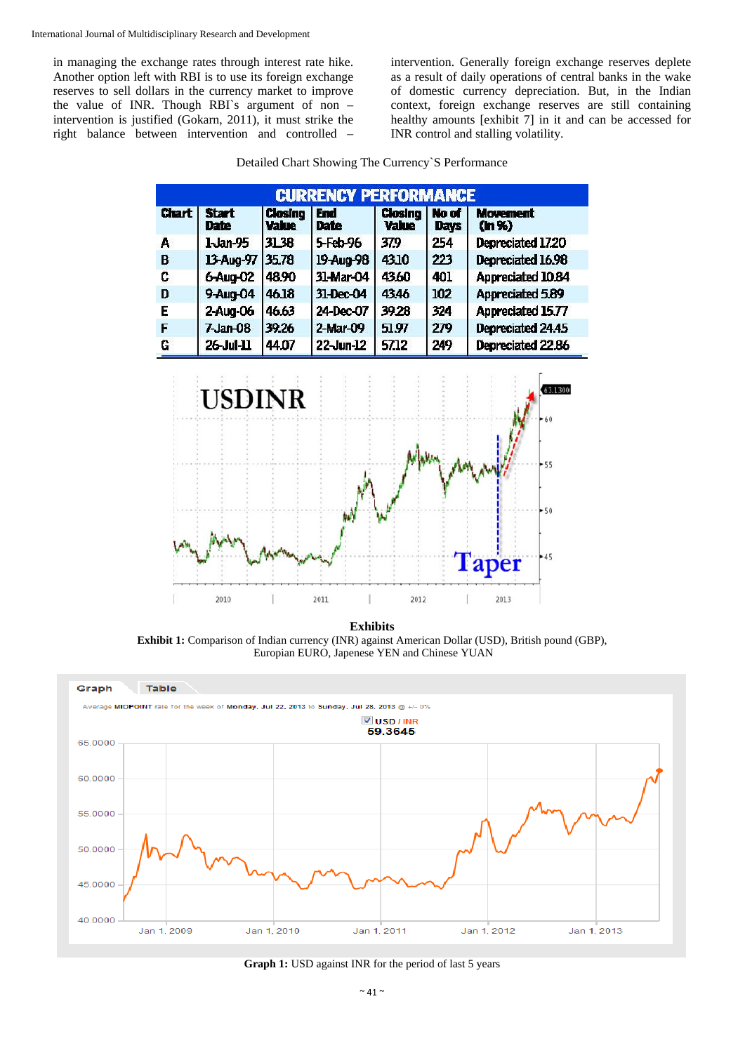in managing the exchange rates through interest rate hike. Another option left with RBI is to use its foreign exchange reserves to sell dollars in the currency market to improve the value of INR. Though RBI`s argument of non – intervention is justified (Gokarn, 2011), it must strike the right balance between intervention and controlled – intervention. Generally foreign exchange reserves deplete as a result of daily operations of central banks in the wake of domestic currency depreciation. But, in the Indian context, foreign exchange reserves are still containing healthy amounts [exhibit 7] in it and can be accessed for INR control and stalling volatility.

Detailed Chart Showing The Currency`S Performance

| CURRENCY PERFORMANCE | | | | | | |
|---|---|---|---|---|---|---|
| Chart | Start Date | Closing Value | End Date | Closing Value | No of Days | Movement (In %) |
| A | 1-Jan-95 | 31.38 | 5-Feb-96 | 37.9 | 254 | Depreciated 17.20 |
| B | 13-Aug-97 | 35.78 | 19-Aug-98 | 43.10 | 223 | Depreciated 16.98 |
| C | 6-Aug-02 | 48.90 | 31-Mar-04 | 43.60 | 401 | Appreciated 10.84 |
| D | 9-Aug-04 | 46.18 | 31-Dec-04 | 43.46 | 102 | Appreciated 5.89 |
| E | 2-Aug-06 | 46.63 | 24-Dec-07 | 39.28 | 324 | Appreciated 15.77 |
| F | 7-Jan-08 | 39.26 | 2-Mar-09 | 51.97 | 279 | Depreciated 24.45 |
| G | 26-Jul-11 | 44.07 | 22-Jun-12 | 57.12 | 249 | Depreciated 22.86 |

**Exhibits**

**Exhibit 1:** Comparison of Indian currency (INR) against American Dollar (USD), British pound (GBP), Europian EURO, Japenese YEN and Chinese YUAN

**Graph 1:** USD against INR for the period of last 5 years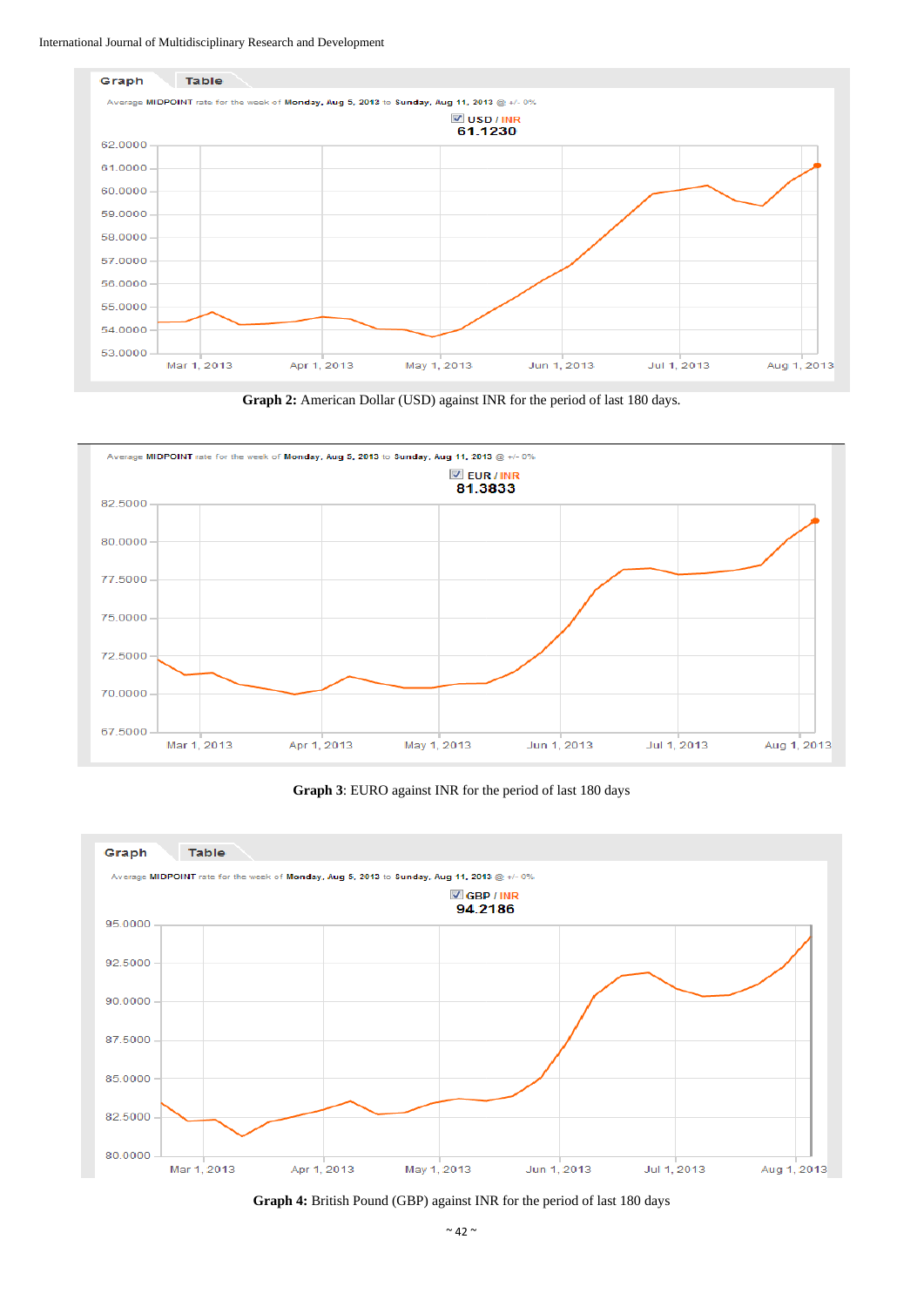Graph 2: American Dollar (USD) against INR for the period of last 180 days.

**Graph 3**: EURO against INR for the period of last 180 days

**Graph 4:** British Pound (GBP) against INR for the period of last 180 days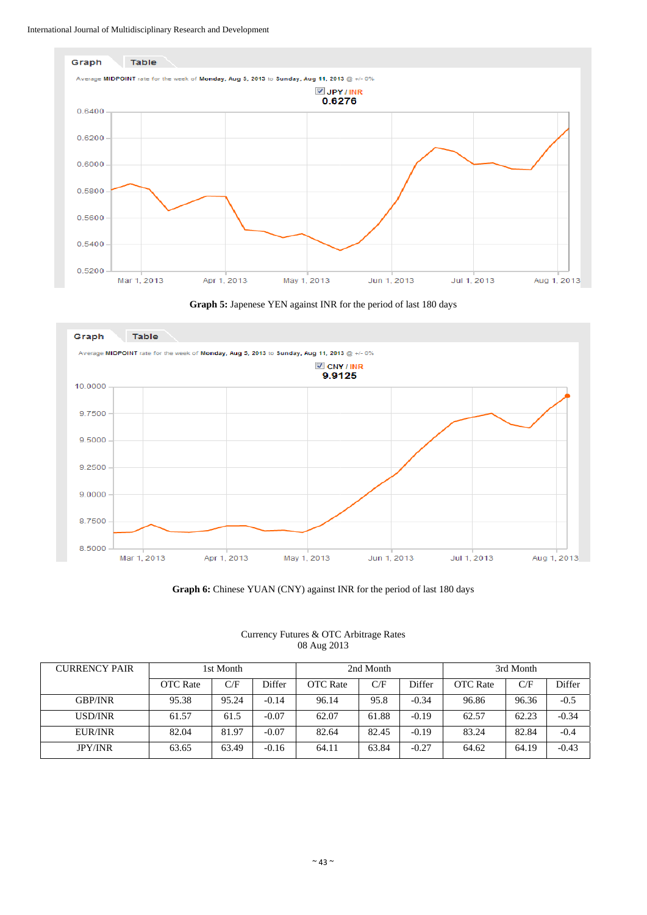Graph 5: Japenese YEN against INR for the period of last 180 days

Graph 6: Chinese YUAN (CNY) against INR for the period of last 180 days

Currency Futures & OTC Arbitrage Rates
08 Aug 2013

| CURRENCY PAIR | 1st Month | | | 2nd Month | | | 3rd Month | | |
|---|---|---|---|---|---|---|---|---|---|
| | OTC Rate | C/F | Differ | OTC Rate | C/F | Differ | OTC Rate | C/F | Differ |
| GBP/INR | 95.38 | 95.24 | -0.14 | 96.14 | 95.8 | -0.34 | 96.86 | 96.36 | -0.5 |
| USD/INR | 61.57 | 61.5 | -0.07 | 62.07 | 61.88 | -0.19 | 62.57 | 62.23 | -0.34 |
| EUR/INR | 82.04 | 81.97 | -0.07 | 82.64 | 82.45 | -0.19 | 83.24 | 82.84 | -0.4 |
| JPY/INR | 63.65 | 63.49 | -0.16 | 64.11 | 63.84 | -0.27 | 64.62 | 64.19 | -0.43 |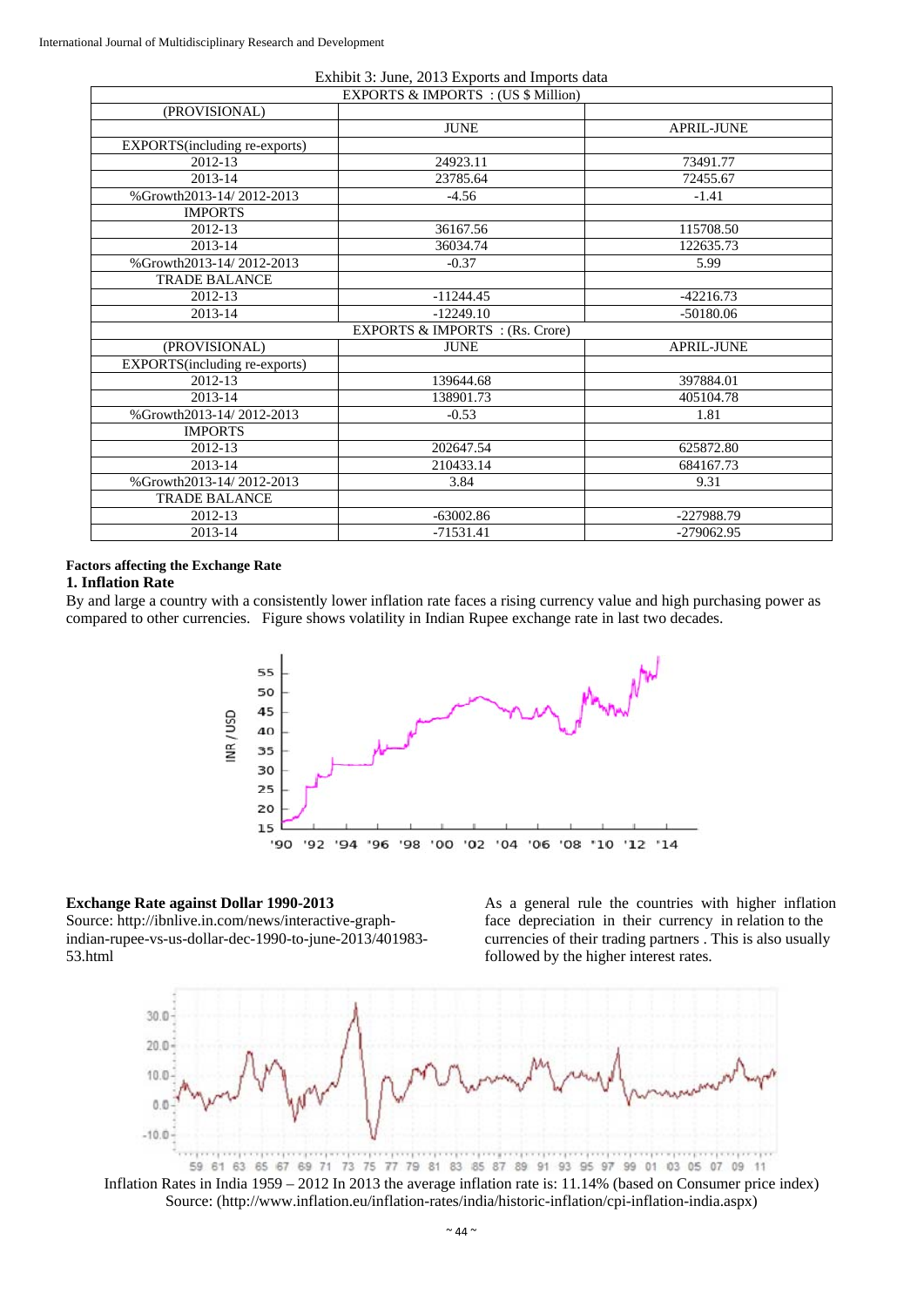Exhibit 3: June, 2013 Exports and Imports data

| EXPORTS & IMPORTS : (US $ Million) | | |
|---|---|---|
| (PROVISIONAL) | | |
| | JUNE | APRIL-JUNE |
| EXPORTS(including re-exports) | | |
| 2012-13 | 24923.11 | 73491.77 |
| 2013-14 | 23785.64 | 72455.67 |
| %Growth2013-14/ 2012-2013 | -4.56 | -1.41 |
| IMPORTS | | |
| 2012-13 | 36167.56 | 115708.50 |
| 2013-14 | 36034.74 | 122635.73 |
| %Growth2013-14/ 2012-2013 | -0.37 | 5.99 |
| TRADE BALANCE | | |
| 2012-13 | -11244.45 | -42216.73 |
| 2013-14 | -12249.10 | -50180.06 |
| EXPORTS & IMPORTS : (Rs. Crore) | | |
| (PROVISIONAL) | JUNE | APRIL-JUNE |
| EXPORTS(including re-exports) | | |
| 2012-13 | 139644.68 | 397884.01 |
| 2013-14 | 138901.73 | 405104.78 |
| %Growth2013-14/ 2012-2013 | -0.53 | 1.81 |
| IMPORTS | | |
| 2012-13 | 202647.54 | 625872.80 |
| 2013-14 | 210433.14 | 684167.73 |
| %Growth2013-14/ 2012-2013 | 3.84 | 9.31 |
| TRADE BALANCE | | |
| 2012-13 | -63002.86 | -227988.79 |
| 2013-14 | -71531.41 | -279062.95 |

**Factors affecting the Exchange Rate**

**1. Inflation Rate**

By and large a country with a consistently lower inflation rate faces a rising currency value and high purchasing power as compared to other currencies. Figure shows volatility in Indian Rupee exchange rate in last two decades.

**Exchange Rate against Dollar 1990-2013**

Source: http://ibnlive.in.com/news/interactive-graph-indian-rupee-vs-us-dollar-dec-1990-to-june-2013/401983-53.html

As a general rule the countries with higher inflation face depreciation in their currency in relation to the currencies of their trading partners . This is also usually followed by the higher interest rates.

Inflation Rates in India 1959 – 2012 In 2013 the average inflation rate is: 11.14% (based on Consumer price index)
Source: (http://www.inflation.eu/inflation-rates/india/historic-inflation/cpi-inflation-india.aspx)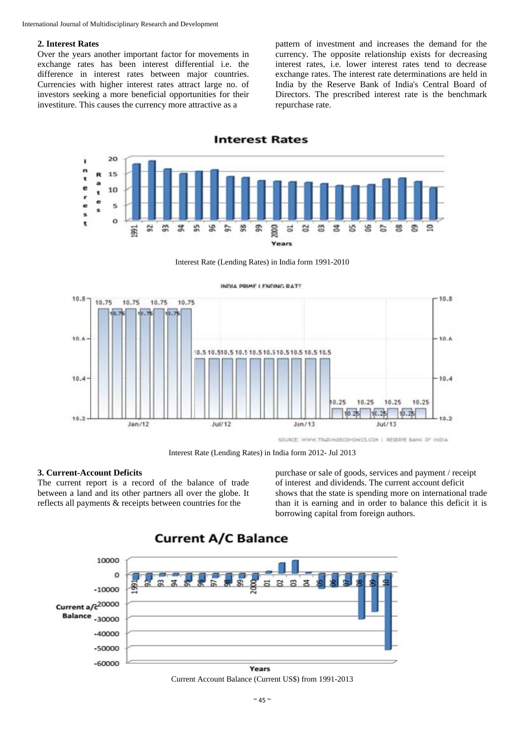## 2. Interest Rates

Over the years another important factor for movements in exchange rates has been interest differential i.e. the difference in interest rates between major countries. Currencies with higher interest rates attract large no. of investors seeking a more beneficial opportunities for their investiture. This causes the currency more attractive as a pattern of investment and increases the demand for the currency. The opposite relationship exists for decreasing interest rates, i.e. lower interest rates tend to decrease exchange rates. The interest rate determinations are held in India by the Reserve Bank of India's Central Board of Directors. The prescribed interest rate is the benchmark repurchase rate.

Interest Rate (Lending Rates) in India form 1991-2010

Interest Rate (Lending Rates) in India form 2012- Jul 2013

## 3. Current-Account Deficits

The current report is a record of the balance of trade between a land and its other partners all over the globe. It reflects all payments & receipts between countries for the purchase or sale of goods, services and payment / receipt of interest and dividends. The current account deficit shows that the state is spending more on international trade than it is earning and in order to balance this deficit it is borrowing capital from foreign authors.

Current Account Balance (Current US$) from 1991-2013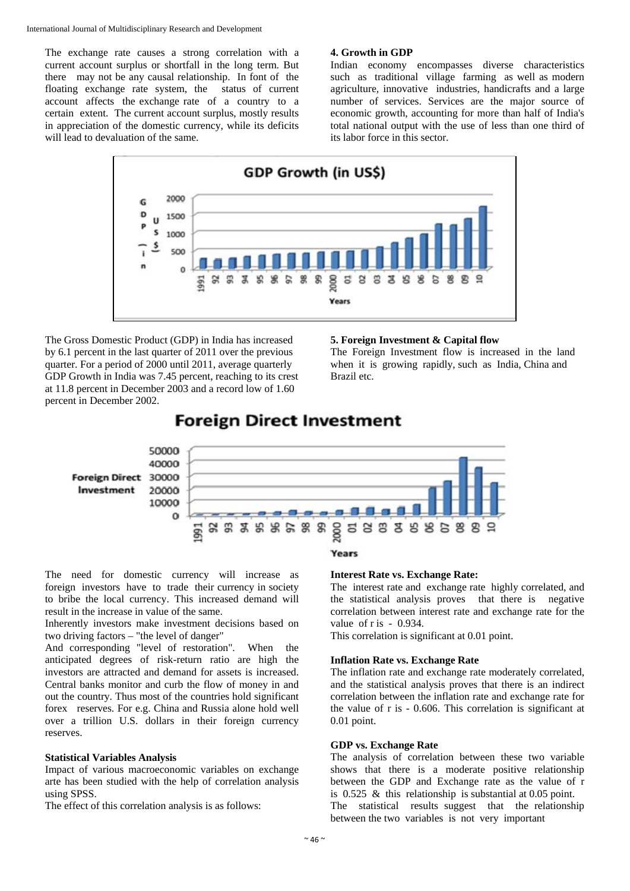The exchange rate causes a strong correlation with a current account surplus or shortfall in the long term. But there may not be any causal relationship. In font of the floating exchange rate system, the status of current account affects the exchange rate of a country to a certain extent. The current account surplus, mostly results in appreciation of the domestic currency, while its deficits will lead to devaluation of the same.

**4. Growth in GDP**

Indian economy encompasses diverse characteristics such as traditional village farming as well as modern agriculture, innovative industries, handicrafts and a large number of services. Services are the major source of economic growth, accounting for more than half of India's total national output with the use of less than one third of its labor force in this sector.

The Gross Domestic Product (GDP) in India has increased by 6.1 percent in the last quarter of 2011 over the previous quarter. For a period of 2000 until 2011, average quarterly GDP Growth in India was 7.45 percent, reaching to its crest at 11.8 percent in December 2003 and a record low of 1.60 percent in December 2002.

**5. Foreign Investment & Capital flow**

The Foreign Investment flow is increased in the land when it is growing rapidly, such as India, China and Brazil etc.

The need for domestic currency will increase as foreign investors have to trade their currency in society to bribe the local currency. This increased demand will result in the increase in value of the same.

Inherently investors make investment decisions based on two driving factors – "the level of danger"

And corresponding "level of restoration". When the anticipated degrees of risk-return ratio are high the investors are attracted and demand for assets is increased. Central banks monitor and curb the flow of money in and out the country. Thus most of the countries hold significant forex reserves. For e.g. China and Russia alone hold well over a trillion U.S. dollars in their foreign currency reserves.

**Statistical Variables Analysis**

Impact of various macroeconomic variables on exchange arte has been studied with the help of correlation analysis using SPSS.

The effect of this correlation analysis is as follows:

**Interest Rate vs. Exchange Rate:**

The interest rate and exchange rate highly correlated, and the statistical analysis proves that there is negative correlation between interest rate and exchange rate for the value of r is - 0.934.

This correlation is significant at 0.01 point.

**Inflation Rate vs. Exchange Rate**

The inflation rate and exchange rate moderately correlated, and the statistical analysis proves that there is an indirect correlation between the inflation rate and exchange rate for the value of r is - 0.606. This correlation is significant at 0.01 point.

**GDP vs. Exchange Rate**

The analysis of correlation between these two variable shows that there is a moderate positive relationship between the GDP and Exchange rate as the value of r is 0.525 & this relationship is substantial at 0.05 point.

The statistical results suggest that the relationship between the two variables is not very important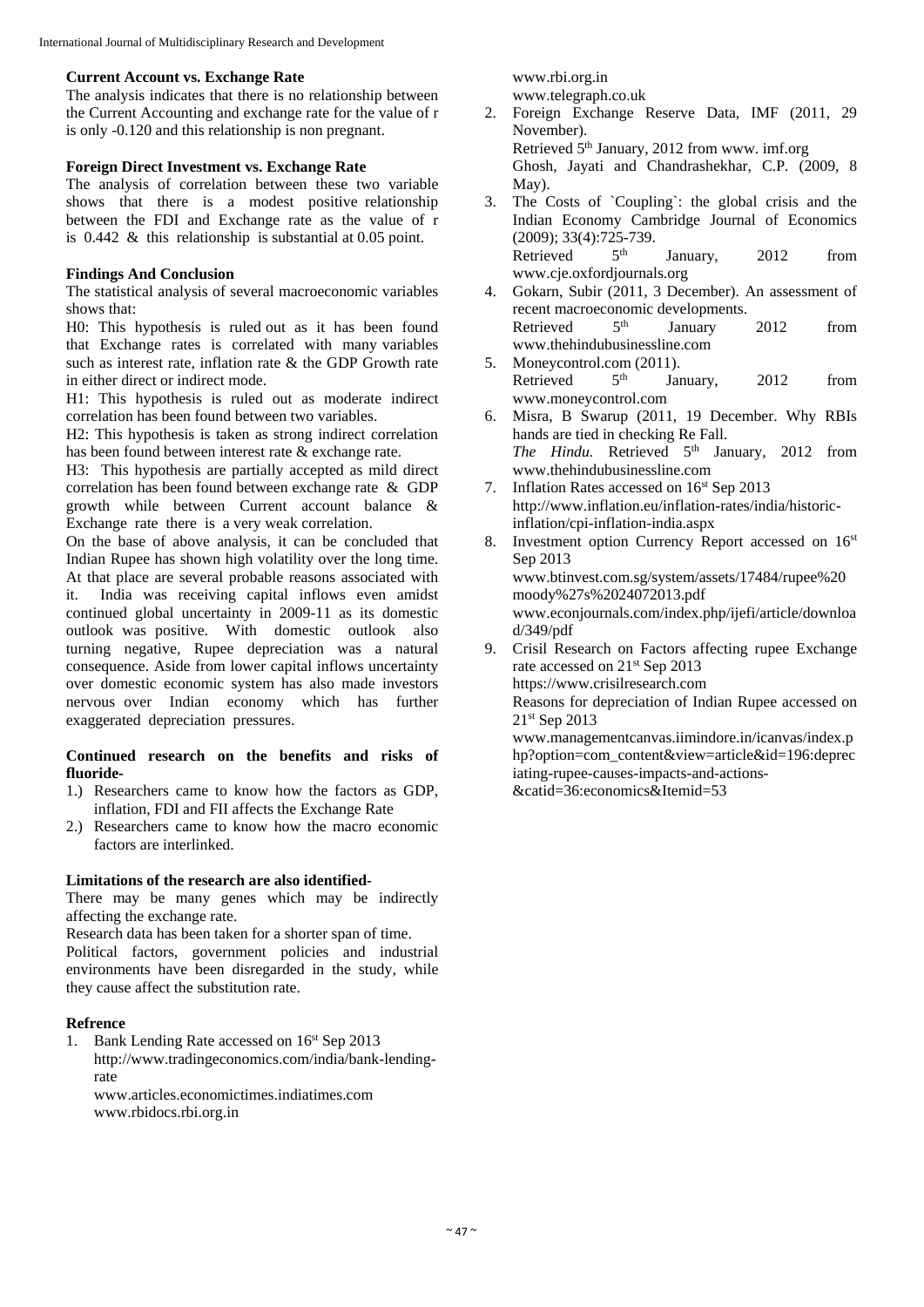### Current Account vs. Exchange Rate

The analysis indicates that there is no relationship between the Current Accounting and exchange rate for the value of r is only -0.120 and this relationship is non pregnant.

### Foreign Direct Investment vs. Exchange Rate

The analysis of correlation between these two variable shows that there is a modest positive relationship between the FDI and Exchange rate as the value of r is 0.442 & this relationship is substantial at 0.05 point.

### Findings And Conclusion

The statistical analysis of several macroeconomic variables shows that:

H0: This hypothesis is ruled out as it has been found that Exchange rates is correlated with many variables such as interest rate, inflation rate & the GDP Growth rate in either direct or indirect mode.

H1: This hypothesis is ruled out as moderate indirect correlation has been found between two variables.

H2: This hypothesis is taken as strong indirect correlation has been found between interest rate & exchange rate.

H3: This hypothesis are partially accepted as mild direct correlation has been found between exchange rate & GDP growth while between Current account balance & Exchange rate there is a very weak correlation.

On the base of above analysis, it can be concluded that Indian Rupee has shown high volatility over the long time. At that place are several probable reasons associated with it. India was receiving capital inflows even amidst continued global uncertainty in 2009-11 as its domestic outlook was positive. With domestic outlook also turning negative, Rupee depreciation was a natural consequence. Aside from lower capital inflows uncertainty over domestic economic system has also made investors nervous over Indian economy which has further exaggerated depreciation pressures.

### Continued research on the benefits and risks of fluoride-

1.) Researchers came to know how the factors as GDP, inflation, FDI and FII affects the Exchange Rate
2.) Researchers came to know how the macro economic factors are interlinked.

### Limitations of the research are also identified-

There may be many genes which may be indirectly affecting the exchange rate.

Research data has been taken for a shorter span of time.

Political factors, government policies and industrial environments have been disregarded in the study, while they cause affect the substitution rate.

### Refrence

1. Bank Lending Rate accessed on 16st Sep 2013 http://www.tradingeconomics.com/india/bank-lending-rate
   www.articles.economictimes.indiatimes.com
   www.rbidocs.rbi.org.in
   www.rbi.org.in
   www.telegraph.co.uk
2. Foreign Exchange Reserve Data, IMF (2011, 29 November).
   Retrieved 5th January, 2012 from www. imf.org
   Ghosh, Jayati and Chandrashekhar, C.P. (2009, 8 May).
3. The Costs of `Coupling`: the global crisis and the Indian Economy Cambridge Journal of Economics (2009); 33(4):725-739.
   Retrieved 5th January, 2012 from www.cje.oxfordjournals.org
4. Gokarn, Subir (2011, 3 December). An assessment of recent macroeconomic developments.
   Retrieved 5th January 2012 from www.thehindubusinessline.com
5. Moneycontrol.com (2011).
   Retrieved 5th January, 2012 from www.moneycontrol.com
6. Misra, B Swarup (2011, 19 December. Why RBIs hands are tied in checking Re Fall.
   *The Hindu.* Retrieved 5th January, 2012 from www.thehindubusinessline.com
7. Inflation Rates accessed on 16st Sep 2013 http://www.inflation.eu/inflation-rates/india/historic-inflation/cpi-inflation-india.aspx
8. Investment option Currency Report accessed on 16st Sep 2013
   www.btinvest.com.sg/system/assets/17484/rupee%20moody%27s%2024072013.pdf
   www.econjournals.com/index.php/ijefi/article/download/349/pdf
9. Crisil Research on Factors affecting rupee Exchange rate accessed on 21st Sep 2013
   https://www.crisilresearch.com
   Reasons for depreciation of Indian Rupee accessed on 21st Sep 2013
   www.managementcanvas.iimindore.in/icanvas/index.php?option=com_content&view=article&id=196:depreciating-rupee-causes-impacts-and-actions-&catid=36:economics&Itemid=53